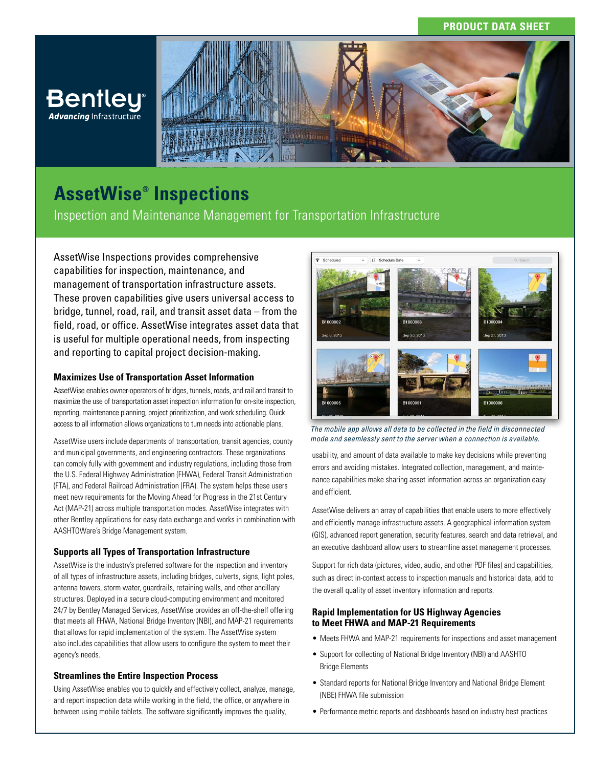PRODUCT DATA SHEET

# AssetWise® Inspections

Inspection and Maintenance Management for Transportation Infrastructure

AssetWise Inspections provides comprehensive capabilities for inspection, maintenance, and management of transportation infrastructure assets. These proven capabilities give users universal access to bridge, tunnel, road, rail, and transit asset data – from the field, road, or office. AssetWise integrates asset data that is useful for multiple operational needs, from inspecting and reporting to capital project decision-making.

### Maximizes Use of Transportation Asset Information

AssetWise enables owner-operators of bridges, tunnels, roads, and rail and transit to maximize the use of transportation asset inspection information for on-site inspection, reporting, maintenance planning, project prioritization, and work scheduling. Quick access to all information allows organizations to turn needs into actionable plans.

AssetWise users include departments of transportation, transit agencies, county and municipal governments, and engineering contractors. These organizations can comply fully with government and industry regulations, including those from the U.S. Federal Highway Administration (FHWA), Federal Transit Administration (FTA), and Federal Railroad Administration (FRA). The system helps these users meet new requirements for the Moving Ahead for Progress in the 21st Century Act (MAP-21) across multiple transportation modes. AssetWise integrates with other Bentley applications for easy data exchange and works in combination with AASHTOWare's Bridge Management system.

### Supports all Types of Transportation Infrastructure

AssetWise is the industry's preferred software for the inspection and inventory of all types of infrastructure assets, including bridges, culverts, signs, light poles, antenna towers, storm water, guardrails, retaining walls, and other ancillary structures. Deployed in a secure cloud-computing environment and monitored 24/7 by Bentley Managed Services, AssetWise provides an off-the-shelf offering that meets all FHWA, National Bridge Inventory (NBI), and MAP-21 requirements that allows for rapid implementation of the system. The AssetWise system also includes capabilities that allow users to configure the system to meet their agency's needs.

### Streamlines the Entire Inspection Process

Using AssetWise enables you to quickly and effectively collect, analyze, manage, and report inspection data while working in the field, the office, or anywhere in between using mobile tablets. The software significantly improves the quality, usability, and amount of data available to make key decisions while preventing errors and avoiding mistakes. Integrated collection, management, and maintenance capabilities make sharing asset information across an organization easy and efficient.

*The mobile app allows all data to be collected in the field in disconnected mode and seamlessly sent to the server when a connection is available.*

AssetWise delivers an array of capabilities that enable users to more effectively and efficiently manage infrastructure assets. A geographical information system (GIS), advanced report generation, security features, search and data retrieval, and an executive dashboard allow users to streamline asset management processes.

Support for rich data (pictures, video, audio, and other PDF files) and capabilities, such as direct in-context access to inspection manuals and historical data, add to the overall quality of asset inventory information and reports.

### Rapid Implementation for US Highway Agencies to Meet FHWA and MAP-21 Requirements

- Meets FHWA and MAP-21 requirements for inspections and asset management
- Support for collecting of National Bridge Inventory (NBI) and AASHTO Bridge Elements
- Standard reports for National Bridge Inventory and National Bridge Element (NBE) FHWA file submission
- Performance metric reports and dashboards based on industry best practices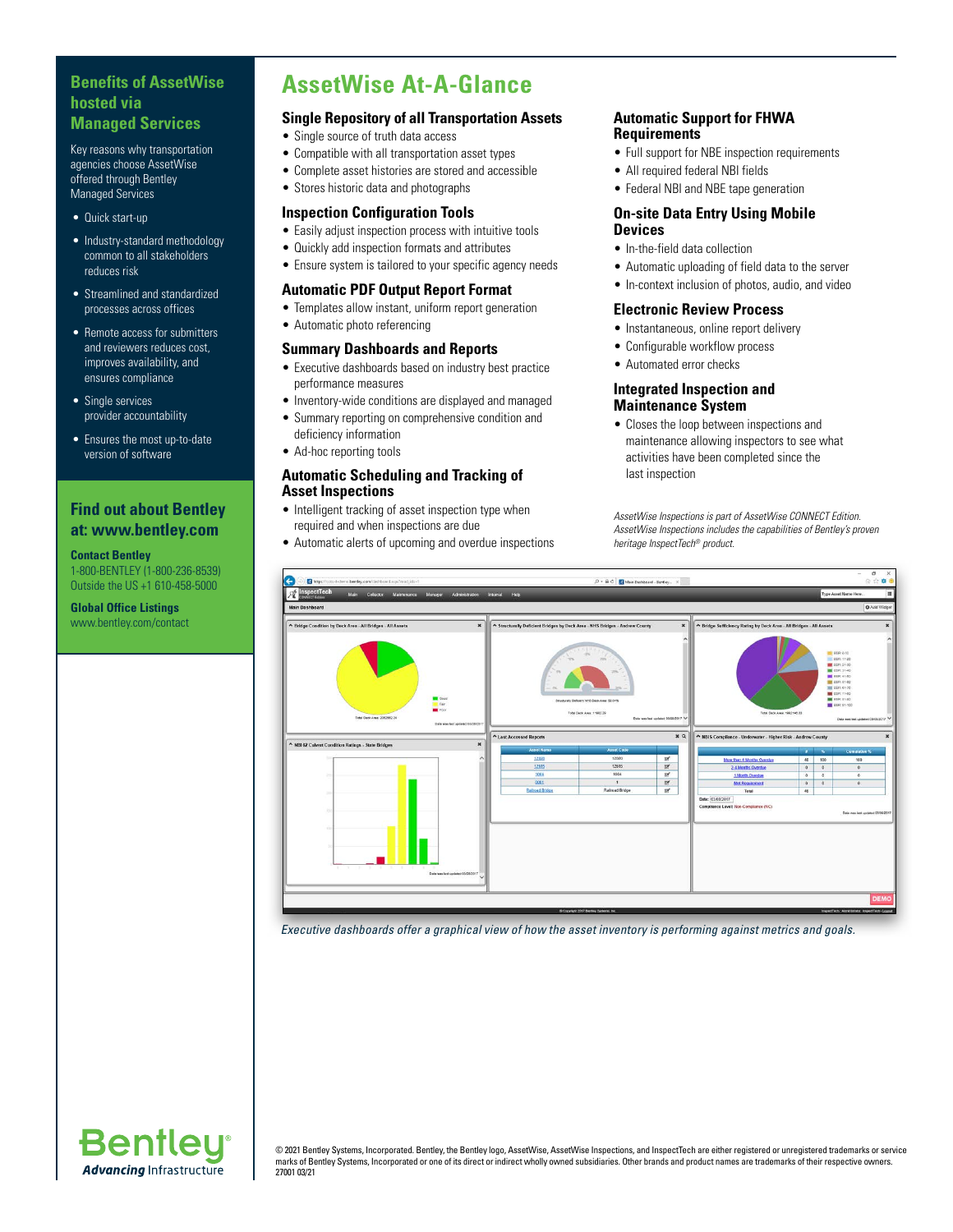## Benefits of AssetWise hosted via Managed Services

Key reasons why transportation agencies choose AssetWise offered through Bentley Managed Services

- Quick start-up
- Industry-standard methodology common to all stakeholders reduces risk
- Streamlined and standardized processes across offices
- Remote access for submitters and reviewers reduces cost, improves availability, and ensures compliance
- Single services provider accountability
- Ensures the most up-to-date version of software

## Find out about Bentley at: www.bentley.com

**Contact Bentley**
1-800-BENTLEY (1-800-236-8539)
Outside the US +1 610-458-5000

**Global Office Listings**
www.bentley.com/contact

# AssetWise At-A-Glance

### Single Repository of all Transportation Assets

- Single source of truth data access
- Compatible with all transportation asset types
- Complete asset histories are stored and accessible
- Stores historic data and photographs

### Inspection Configuration Tools

- Easily adjust inspection process with intuitive tools
- Quickly add inspection formats and attributes
- Ensure system is tailored to your specific agency needs

### Automatic PDF Output Report Format

- Templates allow instant, uniform report generation
- Automatic photo referencing

### Summary Dashboards and Reports

- Executive dashboards based on industry best practice performance measures
- Inventory-wide conditions are displayed and managed
- Summary reporting on comprehensive condition and deficiency information
- Ad-hoc reporting tools

### Automatic Scheduling and Tracking of Asset Inspections

- Intelligent tracking of asset inspection type when required and when inspections are due
- Automatic alerts of upcoming and overdue inspections

### Automatic Support for FHWA Requirements

- Full support for NBE inspection requirements
- All required federal NBI fields
- Federal NBI and NBE tape generation

### On-site Data Entry Using Mobile Devices

- In-the-field data collection
- Automatic uploading of field data to the server
- In-context inclusion of photos, audio, and video

### Electronic Review Process

- Instantaneous, online report delivery
- Configurable workflow process
- Automated error checks

### Integrated Inspection and Maintenance System

- Closes the loop between inspections and maintenance allowing inspectors to see what activities have been completed since the last inspection

*AssetWise Inspections is part of AssetWise CONNECT Edition. AssetWise Inspections includes the capabilities of Bentley's proven heritage InspectTech® product.*

*Executive dashboards offer a graphical view of how the asset inventory is performing against metrics and goals.*

**Bentley** *Advancing* Infrastructure

© 2021 Bentley Systems, Incorporated. Bentley, the Bentley logo, AssetWise, AssetWise Inspections, and InspectTech are either registered or unregistered trademarks or service marks of Bentley Systems, Incorporated or one of its direct or indirect wholly owned subsidiaries. Other brands and product names are trademarks of their respective owners. 27001 03/21